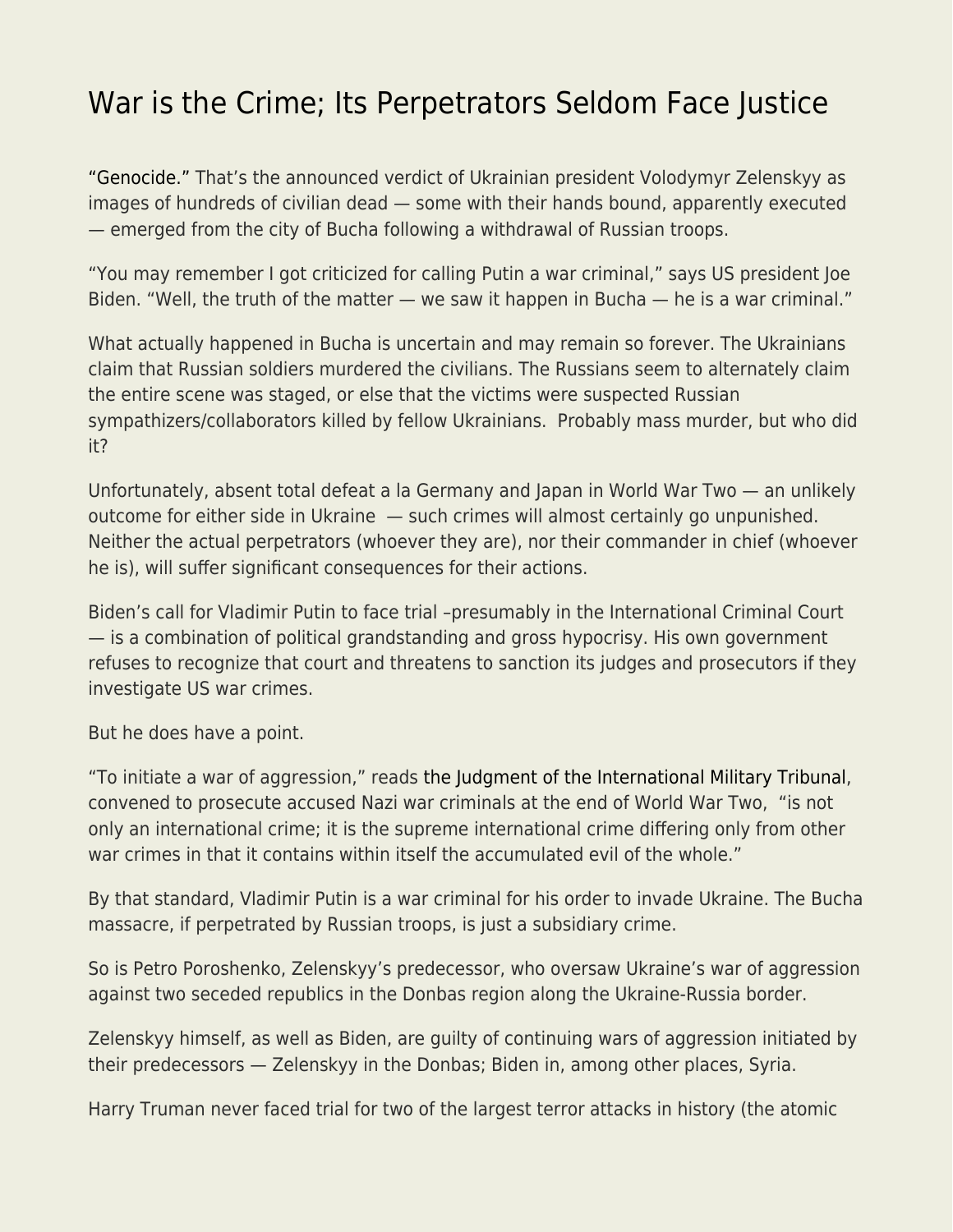# War is the Crime; Its Perpetrators Seldom Face Justice

"Genocide." That's the announced verdict of Ukrainian president Volodymyr Zelenskyy as images of hundreds of civilian dead — some with their hands bound, apparently executed — emerged from the city of Bucha following a withdrawal of Russian troops.

"You may remember I got criticized for calling Putin a war criminal," says US president Joe Biden. "Well, the truth of the matter — we saw it happen in Bucha — he is a war criminal."

What actually happened in Bucha is uncertain and may remain so forever. The Ukrainians claim that Russian soldiers murdered the civilians. The Russians seem to alternately claim the entire scene was staged, or else that the victims were suspected Russian sympathizers/collaborators killed by fellow Ukrainians. Probably mass murder, but who did it?

Unfortunately, absent total defeat a la Germany and Japan in World War Two — an unlikely outcome for either side in Ukraine — such crimes will almost certainly go unpunished. Neither the actual perpetrators (whoever they are), nor their commander in chief (whoever he is), will suffer significant consequences for their actions.

Biden's call for Vladimir Putin to face trial –presumably in the International Criminal Court — is a combination of political grandstanding and gross hypocrisy. His own government refuses to recognize that court and threatens to sanction its judges and prosecutors if they investigate US war crimes.

But he does have a point.

"To initiate a war of aggression," reads the Judgment of the International Military Tribunal, convened to prosecute accused Nazi war criminals at the end of World War Two, "is not only an international crime; it is the supreme international crime differing only from other war crimes in that it contains within itself the accumulated evil of the whole."

By that standard, Vladimir Putin is a war criminal for his order to invade Ukraine. The Bucha massacre, if perpetrated by Russian troops, is just a subsidiary crime.

So is Petro Poroshenko, Zelenskyy's predecessor, who oversaw Ukraine's war of aggression against two seceded republics in the Donbas region along the Ukraine-Russia border.

Zelenskyy himself, as well as Biden, are guilty of continuing wars of aggression initiated by their predecessors — Zelenskyy in the Donbas; Biden in, among other places, Syria.

Harry Truman never faced trial for two of the largest terror attacks in history (the atomic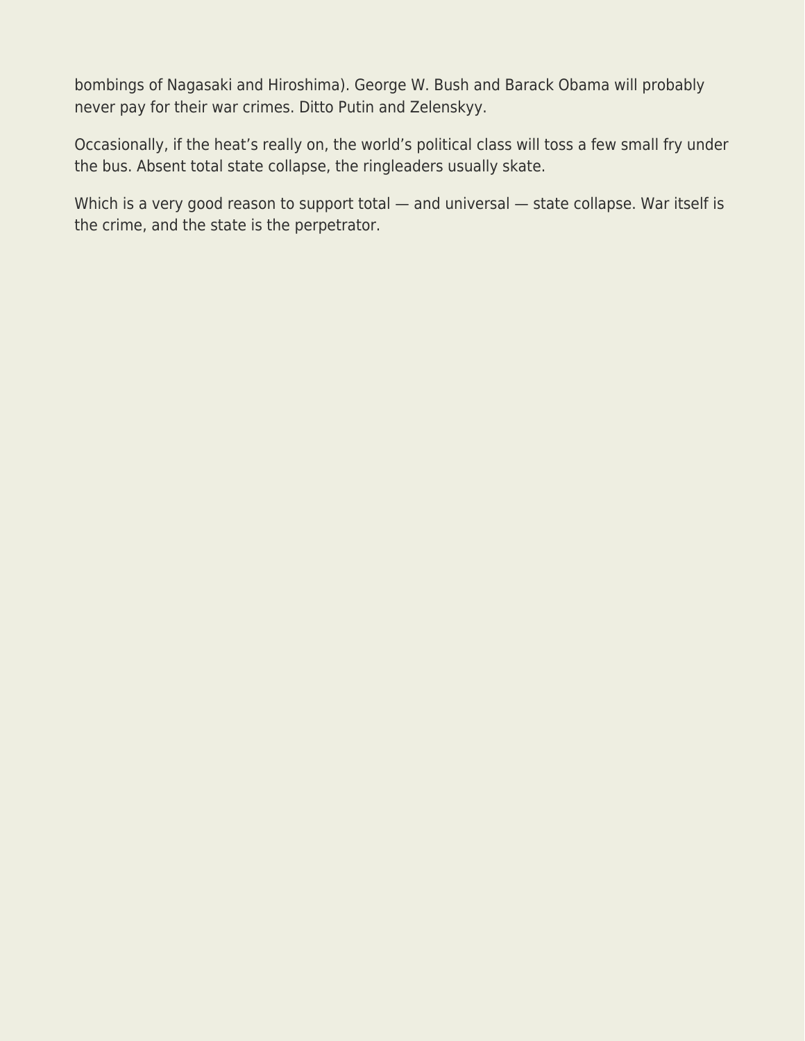bombings of Nagasaki and Hiroshima). George W. Bush and Barack Obama will probably never pay for their war crimes. Ditto Putin and Zelenskyy.

Occasionally, if the heat's really on, the world's political class will toss a few small fry under the bus. Absent total state collapse, the ringleaders usually skate.

Which is a very good reason to support total — and universal — state collapse. War itself is the crime, and the state is the perpetrator.